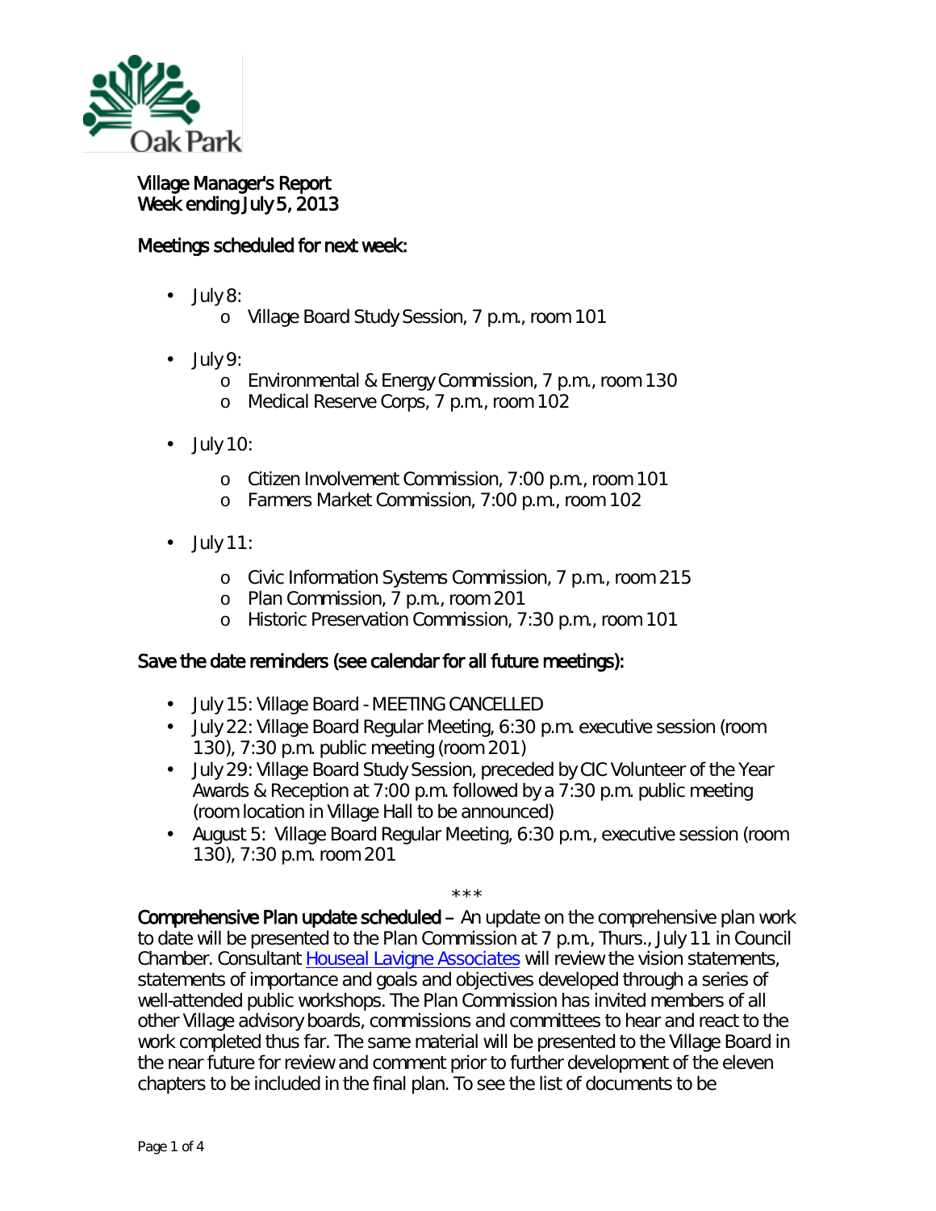Village Manager's Report
Week ending July 5, 2013

## Meetings scheduled for next week:

- July 8:
  - Village Board Study Session, 7 p.m., room 101
- July 9:
  - Environmental & Energy Commission, 7 p.m., room 130
  - Medical Reserve Corps, 7 p.m., room 102
- July 10:
  - Citizen Involvement Commission, 7:00 p.m., room 101
  - Farmers Market Commission, 7:00 p.m., room 102
- July 11:
  - Civic Information Systems Commission, 7 p.m., room 215
  - Plan Commission, 7 p.m., room 201
  - Historic Preservation Commission, 7:30 p.m., room 101

## Save the date reminders (see calendar for all future meetings):

- July 15: Village Board - MEETING CANCELLED
- July 22: Village Board Regular Meeting, 6:30 p.m. executive session (room 130), 7:30 p.m. public meeting (room 201)
- July 29: Village Board Study Session, preceded by CIC Volunteer of the Year Awards & Reception at 7:00 p.m. followed by a 7:30 p.m. public meeting (room location in Village Hall to be announced)
- August 5: Village Board Regular Meeting, 6:30 p.m., executive session (room 130), 7:30 p.m. room 201

\*\*\*

**Comprehensive Plan update scheduled** – An update on the comprehensive plan work to date will be presented to the Plan Commission at 7 p.m., Thurs., July 11 in Council Chamber. Consultant Houseal Lavigne Associates will review the vision statements, statements of importance and goals and objectives developed through a series of well-attended public workshops. The Plan Commission has invited members of all other Village advisory boards, commissions and committees to hear and react to the work completed thus far. The same material will be presented to the Village Board in the near future for review and comment prior to further development of the eleven chapters to be included in the final plan. To see the list of documents to be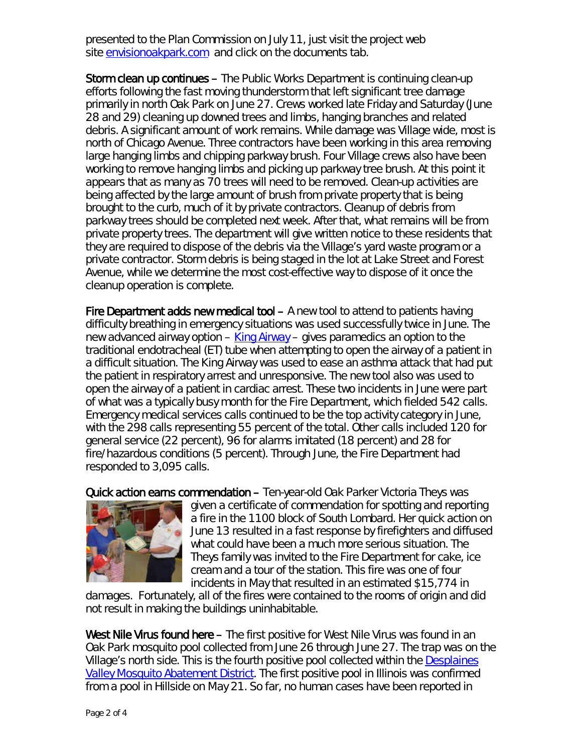presented to the Plan Commission on July 11, just visit the project web site [envisionoakpark.com](envisionoakpark.com) and click on the documents tab.

**Storm clean up continues** – The Public Works Department is continuing clean-up efforts following the fast moving thunderstorm that left significant tree damage primarily in north Oak Park on June 27. Crews worked late Friday and Saturday (June 28 and 29) cleaning up downed trees and limbs, hanging branches and related debris. A significant amount of work remains. While damage was Village wide, most is north of Chicago Avenue. Three contractors have been working in this area removing large hanging limbs and chipping parkway brush. Four Village crews also have been working to remove hanging limbs and picking up parkway tree brush. At this point it appears that as many as 70 trees will need to be removed. Clean-up activities are being affected by the large amount of brush from private property that is being brought to the curb, much of it by private contractors. Cleanup of debris from parkway trees should be completed next week. After that, what remains will be from private property trees. The department will give written notice to these residents that they are required to dispose of the debris via the Village's yard waste program or a private contractor. Storm debris is being staged in the lot at Lake Street and Forest Avenue, while we determine the most cost-effective way to dispose of it once the cleanup operation is complete.

**Fire Department adds new medical tool** – A new tool to attend to patients having difficulty breathing in emergency situations was used successfully twice in June. The new advanced airway option – [King Airway](King Airway) – gives paramedics an option to the traditional endotracheal (ET) tube when attempting to open the airway of a patient in a difficult situation. The King Airway was used to ease an asthma attack that had put the patient in respiratory arrest and unresponsive. The new tool also was used to open the airway of a patient in cardiac arrest. These two incidents in June were part of what was a typically busy month for the Fire Department, which fielded 542 calls. Emergency medical services calls continued to be the top activity category in June, with the 298 calls representing 55 percent of the total. Other calls included 120 for general service (22 percent), 96 for alarms imitated (18 percent) and 28 for fire/hazardous conditions (5 percent). Through June, the Fire Department had responded to 3,095 calls.

**Quick action earns commendation** – Ten-year-old Oak Parker Victoria Theys was given a certificate of commendation for spotting and reporting a fire in the 1100 block of South Lombard. Her quick action on June 13 resulted in a fast response by firefighters and diffused what could have been a much more serious situation. The Theys family was invited to the Fire Department for cake, ice cream and a tour of the station. This fire was one of four incidents in May that resulted in an estimated $15,774 in damages. Fortunately, all of the fires were contained to the rooms of origin and did not result in making the buildings uninhabitable.

**West Nile Virus found here** – The first positive for West Nile Virus was found in an Oak Park mosquito pool collected from June 26 through June 27. The trap was on the Village's north side. This is the fourth positive pool collected within the [Desplaines Valley Mosquito Abatement District](Desplaines Valley Mosquito Abatement District). The first positive pool in Illinois was confirmed from a pool in Hillside on May 21. So far, no human cases have been reported in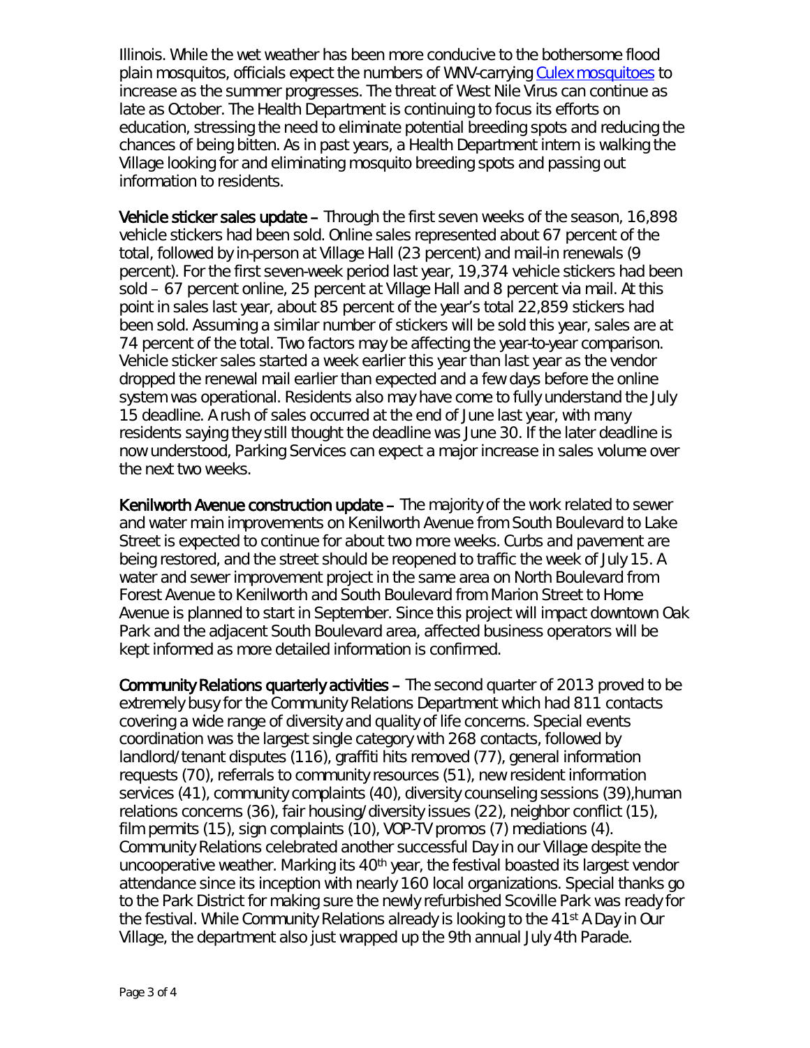Illinois. While the wet weather has been more conducive to the bothersome flood plain mosquitos, officials expect the numbers of WNV-carrying [Culex mosquitoes] to increase as the summer progresses. The threat of West Nile Virus can continue as late as October. The Health Department is continuing to focus its efforts on education, stressing the need to eliminate potential breeding spots and reducing the chances of being bitten. As in past years, a Health Department intern is walking the Village looking for and eliminating mosquito breeding spots and passing out information to residents.

**Vehicle sticker sales update –** Through the first seven weeks of the season, 16,898 vehicle stickers had been sold. Online sales represented about 67 percent of the total, followed by in-person at Village Hall (23 percent) and mail-in renewals (9 percent). For the first seven-week period last year, 19,374 vehicle stickers had been sold – 67 percent online, 25 percent at Village Hall and 8 percent via mail. At this point in sales last year, about 85 percent of the year's total 22,859 stickers had been sold. Assuming a similar number of stickers will be sold this year, sales are at 74 percent of the total. Two factors may be affecting the year-to-year comparison. Vehicle sticker sales started a week earlier this year than last year as the vendor dropped the renewal mail earlier than expected and a few days before the online system was operational. Residents also may have come to fully understand the July 15 deadline. A rush of sales occurred at the end of June last year, with many residents saying they still thought the deadline was June 30. If the later deadline is now understood, Parking Services can expect a major increase in sales volume over the next two weeks.

**Kenilworth Avenue construction update –** The majority of the work related to sewer and water main improvements on Kenilworth Avenue from South Boulevard to Lake Street is expected to continue for about two more weeks. Curbs and pavement are being restored, and the street should be reopened to traffic the week of July 15. A water and sewer improvement project in the same area on North Boulevard from Forest Avenue to Kenilworth and South Boulevard from Marion Street to Home Avenue is planned to start in September. Since this project will impact downtown Oak Park and the adjacent South Boulevard area, affected business operators will be kept informed as more detailed information is confirmed.

**Community Relations quarterly activities –** The second quarter of 2013 proved to be extremely busy for the Community Relations Department which had 811 contacts covering a wide range of diversity and quality of life concerns. Special events coordination was the largest single category with 268 contacts, followed by landlord/tenant disputes (116), graffiti hits removed (77), general information requests (70), referrals to community resources (51), new resident information services (41), community complaints (40), diversity counseling sessions (39),human relations concerns (36), fair housing/diversity issues (22), neighbor conflict (15), film permits (15), sign complaints (10), VOP-TV promos (7) mediations (4). Community Relations celebrated another successful Day in our Village despite the uncooperative weather. Marking its 40th year, the festival boasted its largest vendor attendance since its inception with nearly 160 local organizations. Special thanks go to the Park District for making sure the newly refurbished Scoville Park was ready for the festival. While Community Relations already is looking to the 41st A Day in Our Village, the department also just wrapped up the 9th annual July 4th Parade.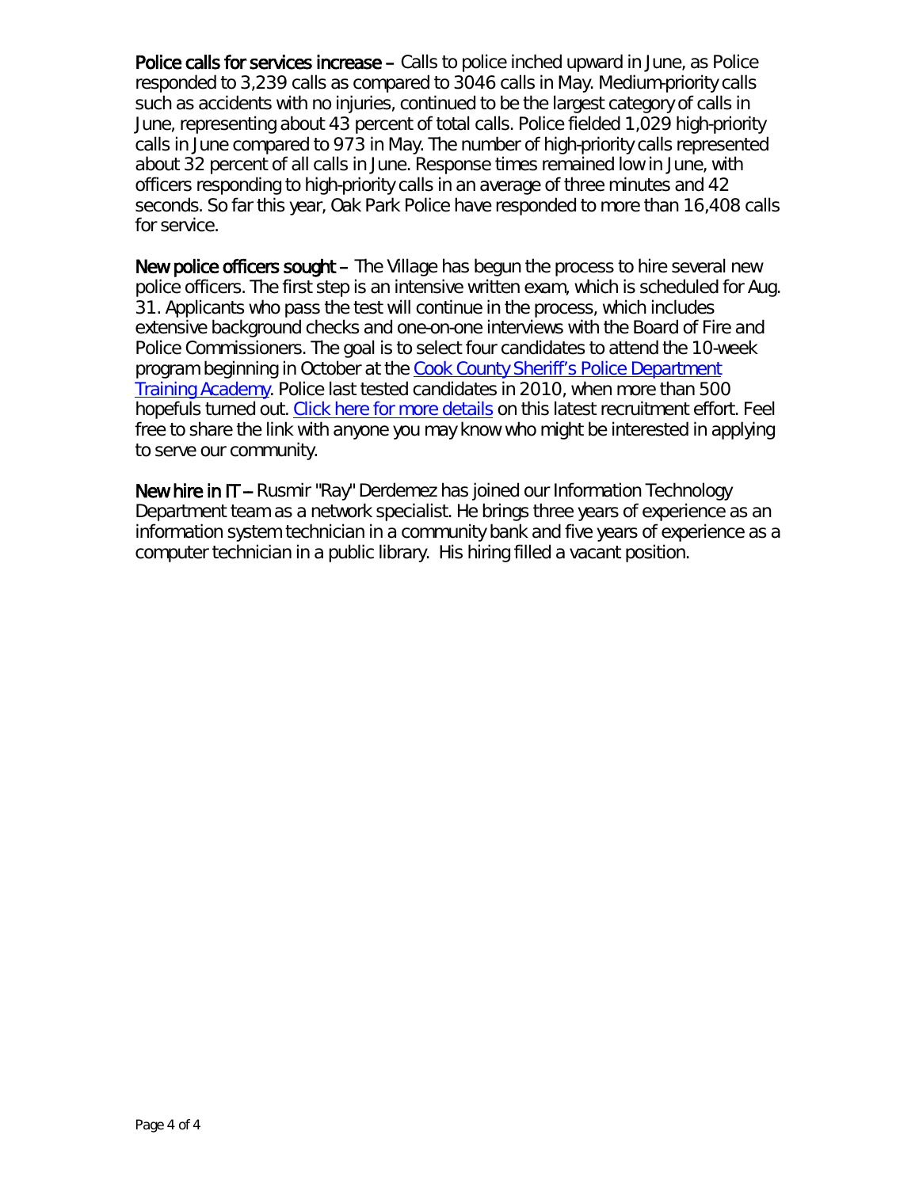**Police calls for services increase –** Calls to police inched upward in June, as Police responded to 3,239 calls as compared to 3046 calls in May. Medium-priority calls such as accidents with no injuries, continued to be the largest category of calls in June, representing about 43 percent of total calls. Police fielded 1,029 high-priority calls in June compared to 973 in May. The number of high-priority calls represented about 32 percent of all calls in June. Response times remained low in June, with officers responding to high-priority calls in an average of three minutes and 42 seconds. So far this year, Oak Park Police have responded to more than 16,408 calls for service.

**New police officers sought –** The Village has begun the process to hire several new police officers. The first step is an intensive written exam, which is scheduled for Aug. 31. Applicants who pass the test will continue in the process, which includes extensive background checks and one-on-one interviews with the Board of Fire and Police Commissioners. The goal is to select four candidates to attend the 10-week program beginning in October at the Cook County Sheriff's Police Department Training Academy. Police last tested candidates in 2010, when more than 500 hopefuls turned out. Click here for more details on this latest recruitment effort. Feel free to share the link with anyone you may know who might be interested in applying to serve our community.

**New hire in IT –** Rusmir "Ray" Derdemez has joined our Information Technology Department team as a network specialist. He brings three years of experience as an information system technician in a community bank and five years of experience as a computer technician in a public library. His hiring filled a vacant position.